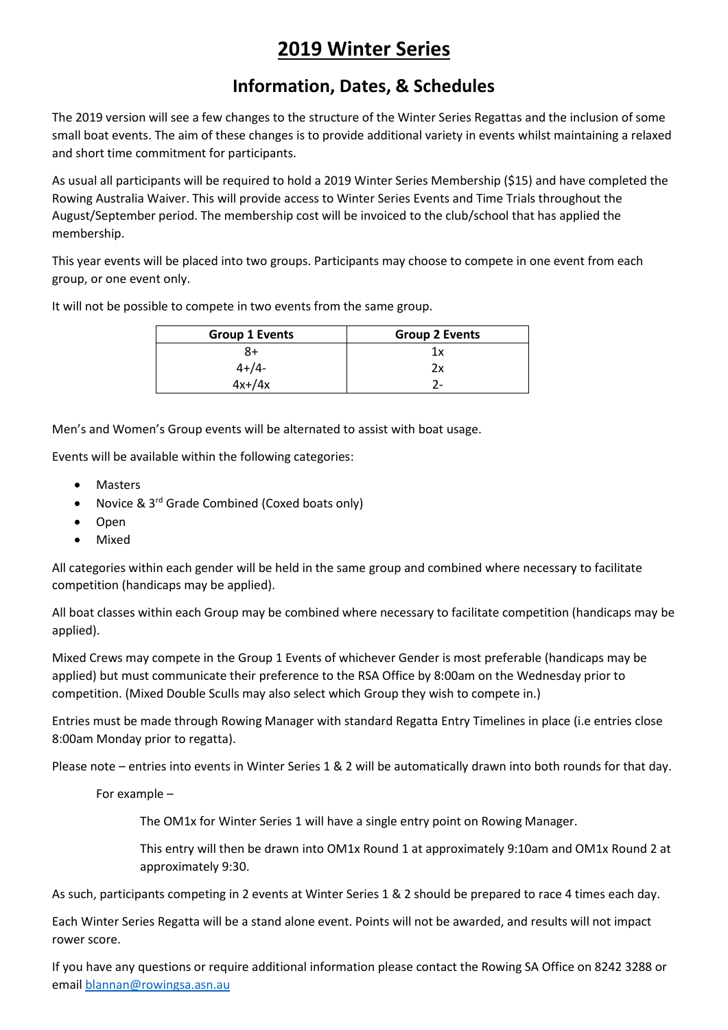# 2019 Winter Series

## Information, Dates, & Schedules

The 2019 version will see a few changes to the structure of the Winter Series Regattas and the inclusion of some small boat events. The aim of these changes is to provide additional variety in events whilst maintaining a relaxed and short time commitment for participants.

As usual all participants will be required to hold a 2019 Winter Series Membership ($15) and have completed the Rowing Australia Waiver. This will provide access to Winter Series Events and Time Trials throughout the August/September period. The membership cost will be invoiced to the club/school that has applied the membership.

This year events will be placed into two groups. Participants may choose to compete in one event from each group, or one event only.

It will not be possible to compete in two events from the same group.

| Group 1 Events | Group 2 Events |
|---|---|
| 8+ | 1x |
| 4+/4- | 2x |
| 4x+/4x | 2- |

Men's and Women's Group events will be alternated to assist with boat usage.

Events will be available within the following categories:

- Masters
- Novice & 3rd Grade Combined (Coxed boats only)
- Open
- Mixed

All categories within each gender will be held in the same group and combined where necessary to facilitate competition (handicaps may be applied).

All boat classes within each Group may be combined where necessary to facilitate competition (handicaps may be applied).

Mixed Crews may compete in the Group 1 Events of whichever Gender is most preferable (handicaps may be applied) but must communicate their preference to the RSA Office by 8:00am on the Wednesday prior to competition. (Mixed Double Sculls may also select which Group they wish to compete in.)

Entries must be made through Rowing Manager with standard Regatta Entry Timelines in place (i.e entries close 8:00am Monday prior to regatta).

Please note – entries into events in Winter Series 1 & 2 will be automatically drawn into both rounds for that day.

For example –

The OM1x for Winter Series 1 will have a single entry point on Rowing Manager.

This entry will then be drawn into OM1x Round 1 at approximately 9:10am and OM1x Round 2 at approximately 9:30.

As such, participants competing in 2 events at Winter Series 1 & 2 should be prepared to race 4 times each day.

Each Winter Series Regatta will be a stand alone event. Points will not be awarded, and results will not impact rower score.

If you have any questions or require additional information please contact the Rowing SA Office on 8242 3288 or email blannan@rowingsa.asn.au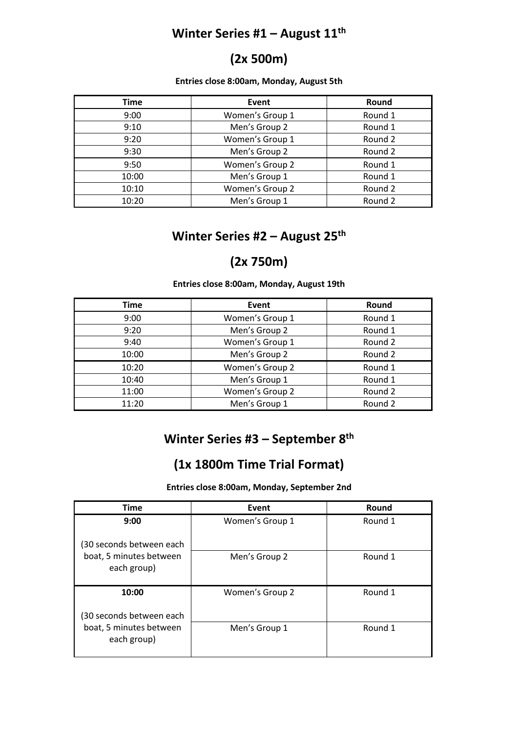## Winter Series #1 – August 11th

## (2x 500m)

**Entries close 8:00am, Monday, August 5th**

| Time | Event | Round |
|---|---|---|
| 9:00 | Women's Group 1 | Round 1 |
| 9:10 | Men's Group 2 | Round 1 |
| 9:20 | Women's Group 1 | Round 2 |
| 9:30 | Men's Group 2 | Round 2 |
| 9:50 | Women's Group 2 | Round 1 |
| 10:00 | Men's Group 1 | Round 1 |
| 10:10 | Women's Group 2 | Round 2 |
| 10:20 | Men's Group 1 | Round 2 |

## Winter Series #2 – August 25th

## (2x 750m)

**Entries close 8:00am, Monday, August 19th**

| Time | Event | Round |
|---|---|---|
| 9:00 | Women's Group 1 | Round 1 |
| 9:20 | Men's Group 2 | Round 1 |
| 9:40 | Women's Group 1 | Round 2 |
| 10:00 | Men's Group 2 | Round 2 |
| 10:20 | Women's Group 2 | Round 1 |
| 10:40 | Men's Group 1 | Round 1 |
| 11:00 | Women's Group 2 | Round 2 |
| 11:20 | Men's Group 1 | Round 2 |

## Winter Series #3 – September 8th

## (1x 1800m Time Trial Format)

**Entries close 8:00am, Monday, September 2nd**

| Time | Event | Round |
|---|---|---|
| **9:00** (30 seconds between each boat, 5 minutes between each group) | Women's Group 1 | Round 1 |
| | Men's Group 2 | Round 1 |
| **10:00** (30 seconds between each boat, 5 minutes between each group) | Women's Group 2 | Round 1 |
| | Men's Group 1 | Round 1 |